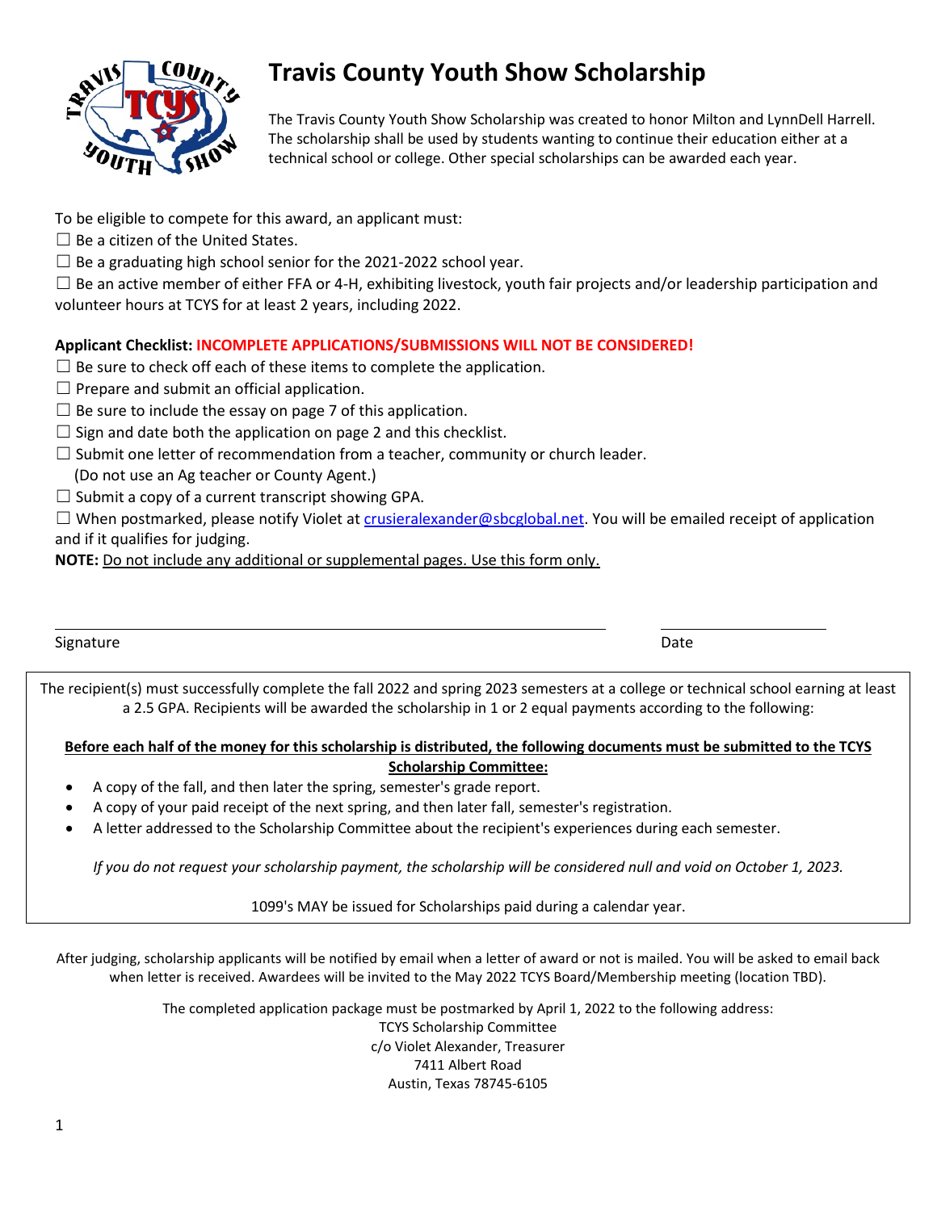# Travis County Youth Show Scholarship

The Travis County Youth Show Scholarship was created to honor Milton and LynnDell Harrell. The scholarship shall be used by students wanting to continue their education either at a technical school or college. Other special scholarships can be awarded each year.

To be eligible to compete for this award, an applicant must:

☐ Be a citizen of the United States.
☐ Be a graduating high school senior for the 2021-2022 school year.
☐ Be an active member of either FFA or 4-H, exhibiting livestock, youth fair projects and/or leadership participation and volunteer hours at TCYS for at least 2 years, including 2022.

**Applicant Checklist: INCOMPLETE APPLICATIONS/SUBMISSIONS WILL NOT BE CONSIDERED!**

☐ Be sure to check off each of these items to complete the application.
☐ Prepare and submit an official application.
☐ Be sure to include the essay on page 7 of this application.
☐ Sign and date both the application on page 2 and this checklist.
☐ Submit one letter of recommendation from a teacher, community or church leader.
(Do not use an Ag teacher or County Agent.)
☐ Submit a copy of a current transcript showing GPA.
☐ When postmarked, please notify Violet at crusieralexander@sbcglobal.net. You will be emailed receipt of application and if it qualifies for judging.

**NOTE:** Do not include any additional or supplemental pages. Use this form only.

Signature ______________________________ Date ______________

The recipient(s) must successfully complete the fall 2022 and spring 2023 semesters at a college or technical school earning at least a 2.5 GPA. Recipients will be awarded the scholarship in 1 or 2 equal payments according to the following:

**Before each half of the money for this scholarship is distributed, the following documents must be submitted to the TCYS Scholarship Committee:**

- A copy of the fall, and then later the spring, semester's grade report.
- A copy of your paid receipt of the next spring, and then later fall, semester's registration.
- A letter addressed to the Scholarship Committee about the recipient's experiences during each semester.

*If you do not request your scholarship payment, the scholarship will be considered null and void on October 1, 2023.*

1099's MAY be issued for Scholarships paid during a calendar year.

After judging, scholarship applicants will be notified by email when a letter of award or not is mailed. You will be asked to email back when letter is received. Awardees will be invited to the May 2022 TCYS Board/Membership meeting (location TBD).

The completed application package must be postmarked by April 1, 2022 to the following address:
TCYS Scholarship Committee
c/o Violet Alexander, Treasurer
7411 Albert Road
Austin, Texas 78745-6105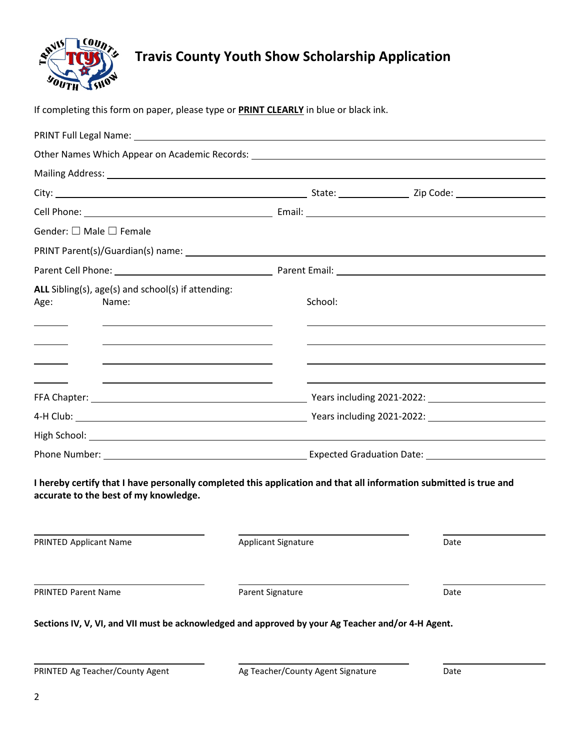# Travis County Youth Show Scholarship Application

If completing this form on paper, please type or **PRINT CLEARLY** in blue or black ink.

PRINT Full Legal Name: ______________________________

Other Names Which Appear on Academic Records: ______________________________

Mailing Address: ______________________________

City: ______________________ State: __________ Zip Code: __________

Cell Phone: ______________________ Email: ______________________

Gender: ☐ Male ☐ Female

PRINT Parent(s)/Guardian(s) name: ______________________________

Parent Cell Phone: ______________________ Parent Email: ______________________

**ALL** Sibling(s), age(s) and school(s) if attending:

| Age: | Name: | School: |
|---|---|---|
| | | |
| | | |
| | | |
| | | |

FFA Chapter: ______________________ Years including 2021-2022: __________

4-H Club: ______________________ Years including 2021-2022: __________

High School: ______________________________

Phone Number: ______________________ Expected Graduation Date: __________

**I hereby certify that I have personally completed this application and that all information submitted is true and accurate to the best of my knowledge.**

| PRINTED Applicant Name | Applicant Signature | Date |
|---|---|---|
| | | |

| PRINTED Parent Name | Parent Signature | Date |
|---|---|---|
| | | |

**Sections IV, V, VI, and VII must be acknowledged and approved by your Ag Teacher and/or 4-H Agent.**

| PRINTED Ag Teacher/County Agent | Ag Teacher/County Agent Signature | Date |
|---|---|---|
| | | |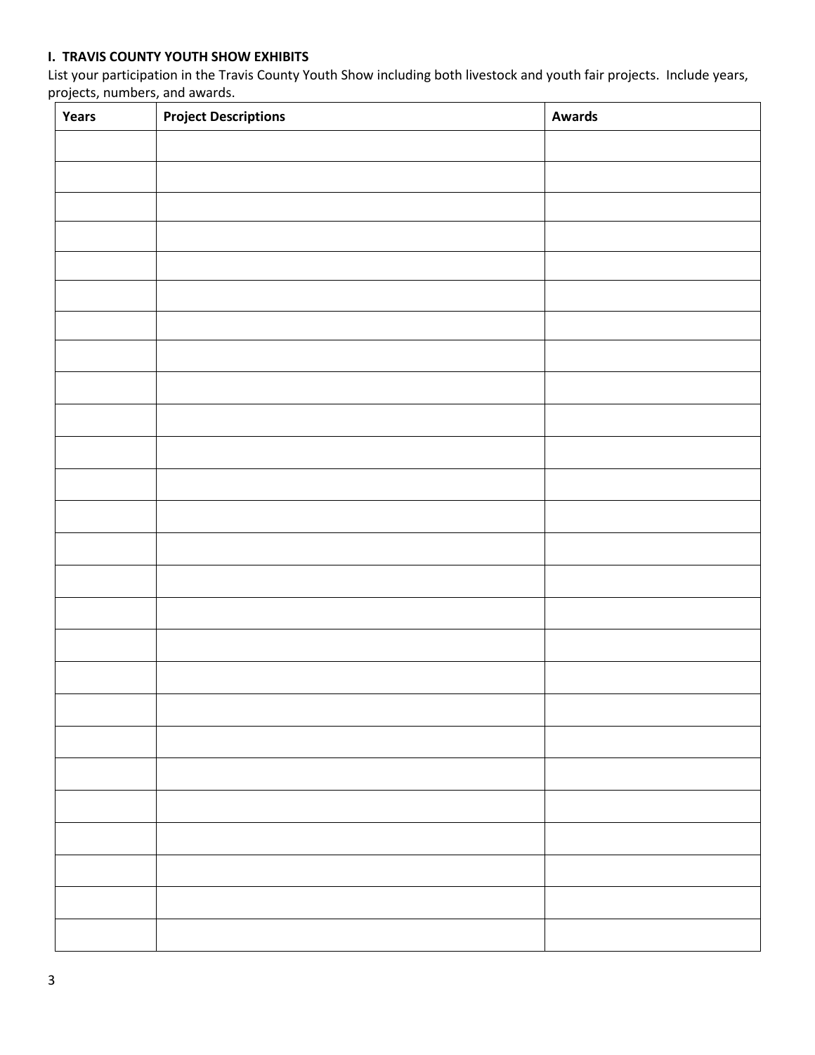**I. TRAVIS COUNTY YOUTH SHOW EXHIBITS**

List your participation in the Travis County Youth Show including both livestock and youth fair projects. Include years, projects, numbers, and awards.

| Years | Project Descriptions | Awards |
|---|---|---|
| | | |
| | | |
| | | |
| | | |
| | | |
| | | |
| | | |
| | | |
| | | |
| | | |
| | | |
| | | |
| | | |
| | | |
| | | |
| | | |
| | | |
| | | |
| | | |
| | | |
| | | |
| | | |
| | | |
| | | |
| | | |
| | | |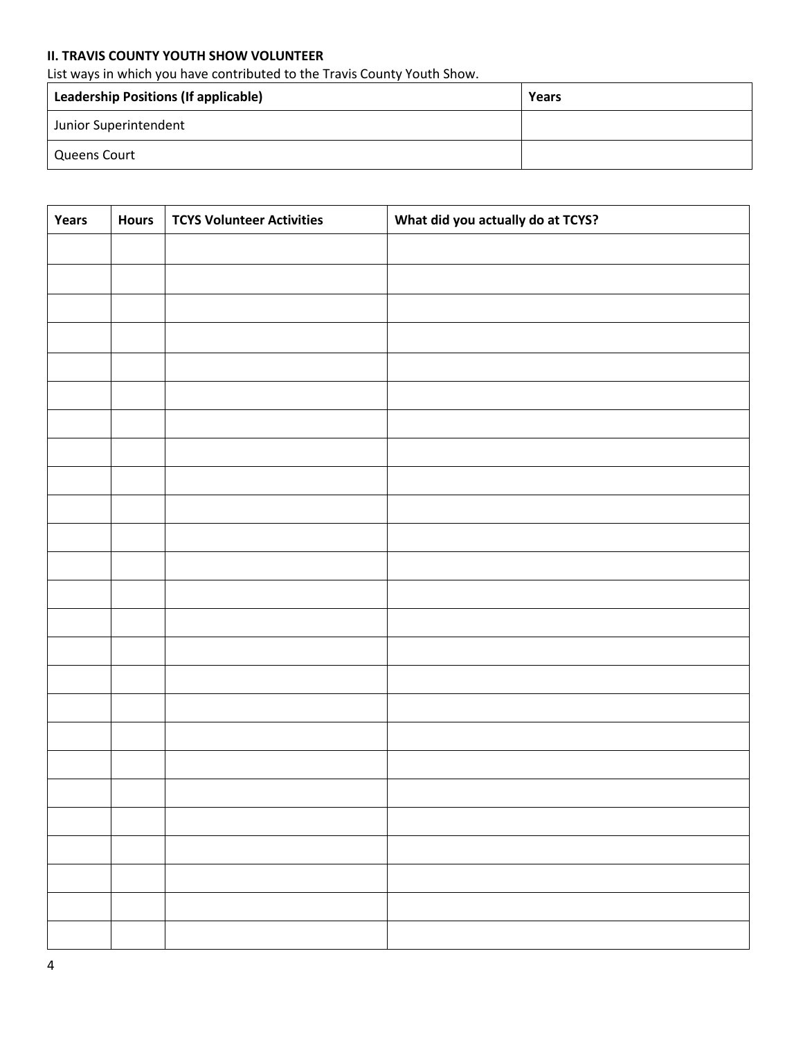**II. TRAVIS COUNTY YOUTH SHOW VOLUNTEER**

List ways in which you have contributed to the Travis County Youth Show.

| Leadership Positions (If applicable) | Years |
|---|---|
| Junior Superintendent | |
| Queens Court | |

| Years | Hours | TCYS Volunteer Activities | What did you actually do at TCYS? |
|---|---|---|---|
| | | | |
| | | | |
| | | | |
| | | | |
| | | | |
| | | | |
| | | | |
| | | | |
| | | | |
| | | | |
| | | | |
| | | | |
| | | | |
| | | | |
| | | | |
| | | | |
| | | | |
| | | | |
| | | | |
| | | | |
| | | | |
| | | | |
| | | | |
| | | | |
| | | | |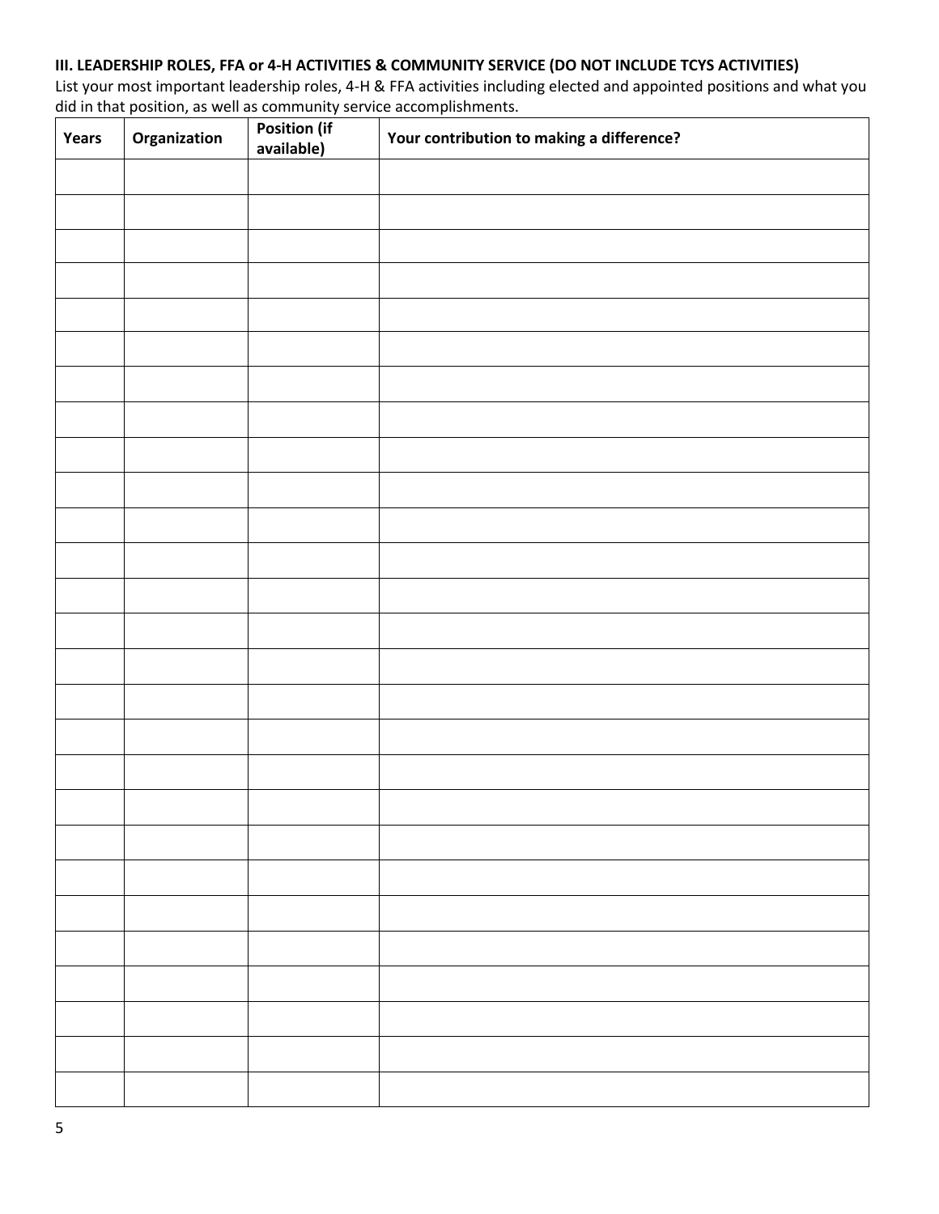### III. LEADERSHIP ROLES, FFA or 4-H ACTIVITIES & COMMUNITY SERVICE (DO NOT INCLUDE TCYS ACTIVITIES)

List your most important leadership roles, 4-H & FFA activities including elected and appointed positions and what you did in that position, as well as community service accomplishments.

| Years | Organization | Position (if available) | Your contribution to making a difference? |
|---|---|---|---|
| | | | |
| | | | |
| | | | |
| | | | |
| | | | |
| | | | |
| | | | |
| | | | |
| | | | |
| | | | |
| | | | |
| | | | |
| | | | |
| | | | |
| | | | |
| | | | |
| | | | |
| | | | |
| | | | |
| | | | |
| | | | |
| | | | |
| | | | |
| | | | |
| | | | |
| | | | |
| | | | |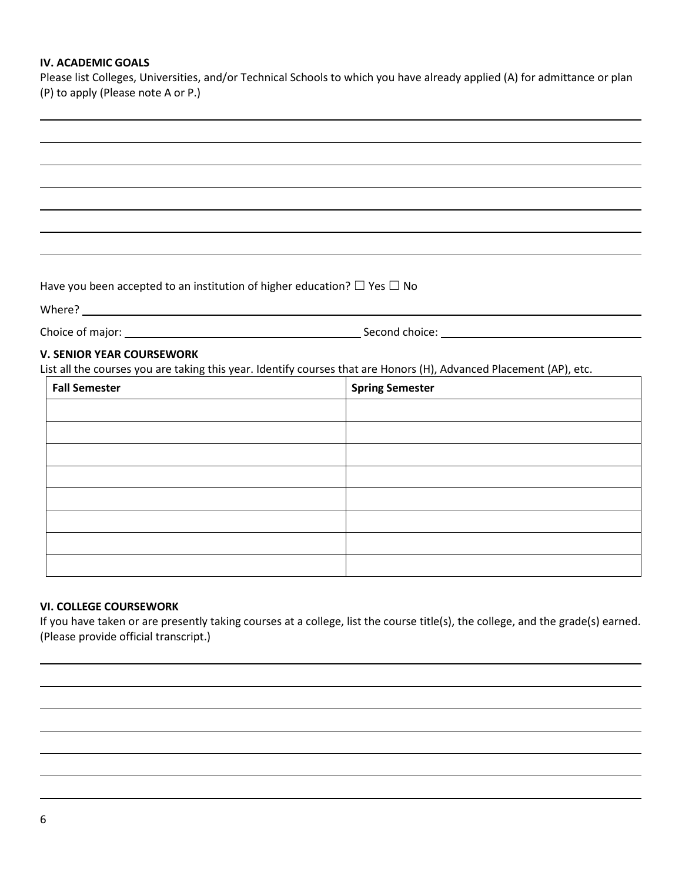**IV. ACADEMIC GOALS**

Please list Colleges, Universities, and/or Technical Schools to which you have already applied (A) for admittance or plan (P) to apply (Please note A or P.)

\_\_\_\_\_\_\_\_\_\_\_\_\_\_\_\_\_\_\_\_\_\_\_\_\_\_\_\_\_\_\_\_\_\_\_\_\_\_\_\_\_\_\_\_\_\_\_\_\_\_\_\_\_\_\_\_\_\_\_\_\_\_\_\_\_\_\_\_\_\_\_\_

\_\_\_\_\_\_\_\_\_\_\_\_\_\_\_\_\_\_\_\_\_\_\_\_\_\_\_\_\_\_\_\_\_\_\_\_\_\_\_\_\_\_\_\_\_\_\_\_\_\_\_\_\_\_\_\_\_\_\_\_\_\_\_\_\_\_\_\_\_\_\_\_

\_\_\_\_\_\_\_\_\_\_\_\_\_\_\_\_\_\_\_\_\_\_\_\_\_\_\_\_\_\_\_\_\_\_\_\_\_\_\_\_\_\_\_\_\_\_\_\_\_\_\_\_\_\_\_\_\_\_\_\_\_\_\_\_\_\_\_\_\_\_\_\_

\_\_\_\_\_\_\_\_\_\_\_\_\_\_\_\_\_\_\_\_\_\_\_\_\_\_\_\_\_\_\_\_\_\_\_\_\_\_\_\_\_\_\_\_\_\_\_\_\_\_\_\_\_\_\_\_\_\_\_\_\_\_\_\_\_\_\_\_\_\_\_\_

\_\_\_\_\_\_\_\_\_\_\_\_\_\_\_\_\_\_\_\_\_\_\_\_\_\_\_\_\_\_\_\_\_\_\_\_\_\_\_\_\_\_\_\_\_\_\_\_\_\_\_\_\_\_\_\_\_\_\_\_\_\_\_\_\_\_\_\_\_\_\_\_

\_\_\_\_\_\_\_\_\_\_\_\_\_\_\_\_\_\_\_\_\_\_\_\_\_\_\_\_\_\_\_\_\_\_\_\_\_\_\_\_\_\_\_\_\_\_\_\_\_\_\_\_\_\_\_\_\_\_\_\_\_\_\_\_\_\_\_\_\_\_\_\_

\_\_\_\_\_\_\_\_\_\_\_\_\_\_\_\_\_\_\_\_\_\_\_\_\_\_\_\_\_\_\_\_\_\_\_\_\_\_\_\_\_\_\_\_\_\_\_\_\_\_\_\_\_\_\_\_\_\_\_\_\_\_\_\_\_\_\_\_\_\_\_\_

Have you been accepted to an institution of higher education? ☐ Yes ☐ No

Where? \_\_\_\_\_\_\_\_\_\_\_\_\_\_\_\_\_\_\_\_\_\_\_\_\_\_\_\_\_\_\_\_\_\_\_\_\_\_\_\_\_\_\_\_\_\_\_\_\_\_\_\_\_\_\_\_\_\_\_\_\_\_\_\_

Choice of major: \_\_\_\_\_\_\_\_\_\_\_\_\_\_\_\_\_\_\_\_\_\_\_\_\_\_\_\_ Second choice: \_\_\_\_\_\_\_\_\_\_\_\_\_\_\_\_\_\_\_\_\_\_\_\_\_\_\_\_

**V. SENIOR YEAR COURSEWORK**

List all the courses you are taking this year. Identify courses that are Honors (H), Advanced Placement (AP), etc.

| Fall Semester | Spring Semester |
|---|---|
| | |
| | |
| | |
| | |
| | |
| | |
| | |
| | |

**VI. COLLEGE COURSEWORK**

If you have taken or are presently taking courses at a college, list the course title(s), the college, and the grade(s) earned. (Please provide official transcript.)

\_\_\_\_\_\_\_\_\_\_\_\_\_\_\_\_\_\_\_\_\_\_\_\_\_\_\_\_\_\_\_\_\_\_\_\_\_\_\_\_\_\_\_\_\_\_\_\_\_\_\_\_\_\_\_\_\_\_\_\_\_\_\_\_\_\_\_\_\_\_\_\_

\_\_\_\_\_\_\_\_\_\_\_\_\_\_\_\_\_\_\_\_\_\_\_\_\_\_\_\_\_\_\_\_\_\_\_\_\_\_\_\_\_\_\_\_\_\_\_\_\_\_\_\_\_\_\_\_\_\_\_\_\_\_\_\_\_\_\_\_\_\_\_\_

\_\_\_\_\_\_\_\_\_\_\_\_\_\_\_\_\_\_\_\_\_\_\_\_\_\_\_\_\_\_\_\_\_\_\_\_\_\_\_\_\_\_\_\_\_\_\_\_\_\_\_\_\_\_\_\_\_\_\_\_\_\_\_\_\_\_\_\_\_\_\_\_

\_\_\_\_\_\_\_\_\_\_\_\_\_\_\_\_\_\_\_\_\_\_\_\_\_\_\_\_\_\_\_\_\_\_\_\_\_\_\_\_\_\_\_\_\_\_\_\_\_\_\_\_\_\_\_\_\_\_\_\_\_\_\_\_\_\_\_\_\_\_\_\_

\_\_\_\_\_\_\_\_\_\_\_\_\_\_\_\_\_\_\_\_\_\_\_\_\_\_\_\_\_\_\_\_\_\_\_\_\_\_\_\_\_\_\_\_\_\_\_\_\_\_\_\_\_\_\_\_\_\_\_\_\_\_\_\_\_\_\_\_\_\_\_\_

\_\_\_\_\_\_\_\_\_\_\_\_\_\_\_\_\_\_\_\_\_\_\_\_\_\_\_\_\_\_\_\_\_\_\_\_\_\_\_\_\_\_\_\_\_\_\_\_\_\_\_\_\_\_\_\_\_\_\_\_\_\_\_\_\_\_\_\_\_\_\_\_

\_\_\_\_\_\_\_\_\_\_\_\_\_\_\_\_\_\_\_\_\_\_\_\_\_\_\_\_\_\_\_\_\_\_\_\_\_\_\_\_\_\_\_\_\_\_\_\_\_\_\_\_\_\_\_\_\_\_\_\_\_\_\_\_\_\_\_\_\_\_\_\_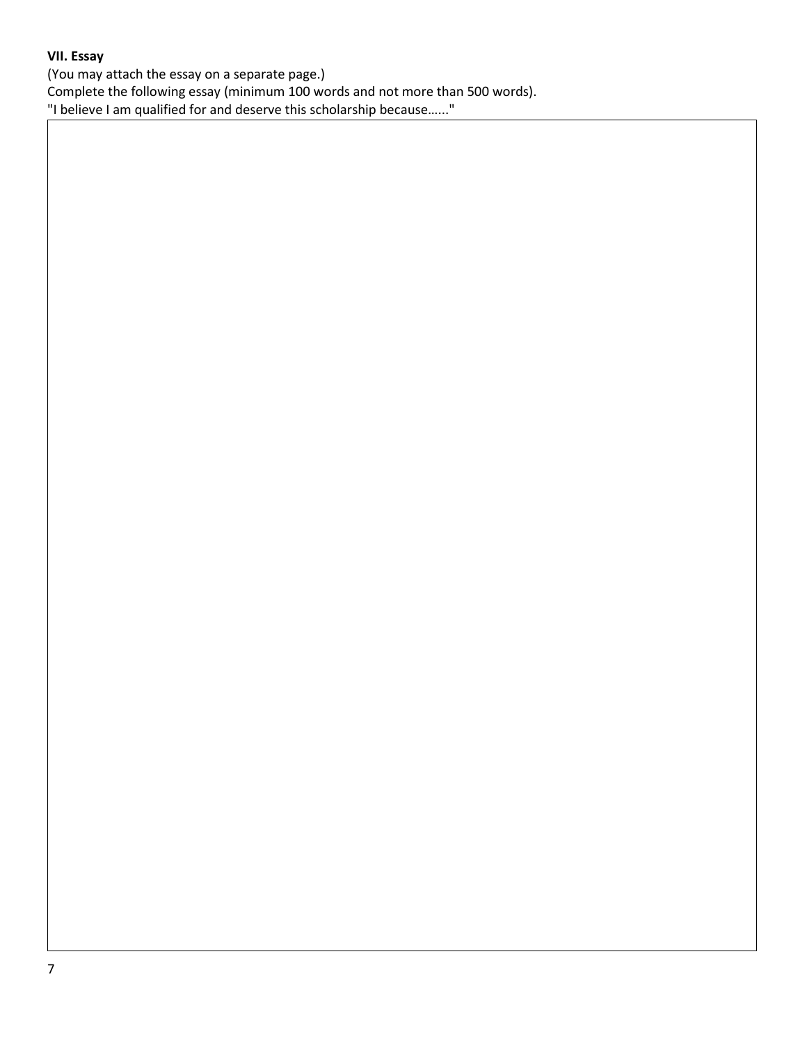**VII. Essay**

(You may attach the essay on a separate page.)

Complete the following essay (minimum 100 words and not more than 500 words).

"I believe I am qualified for and deserve this scholarship because......"